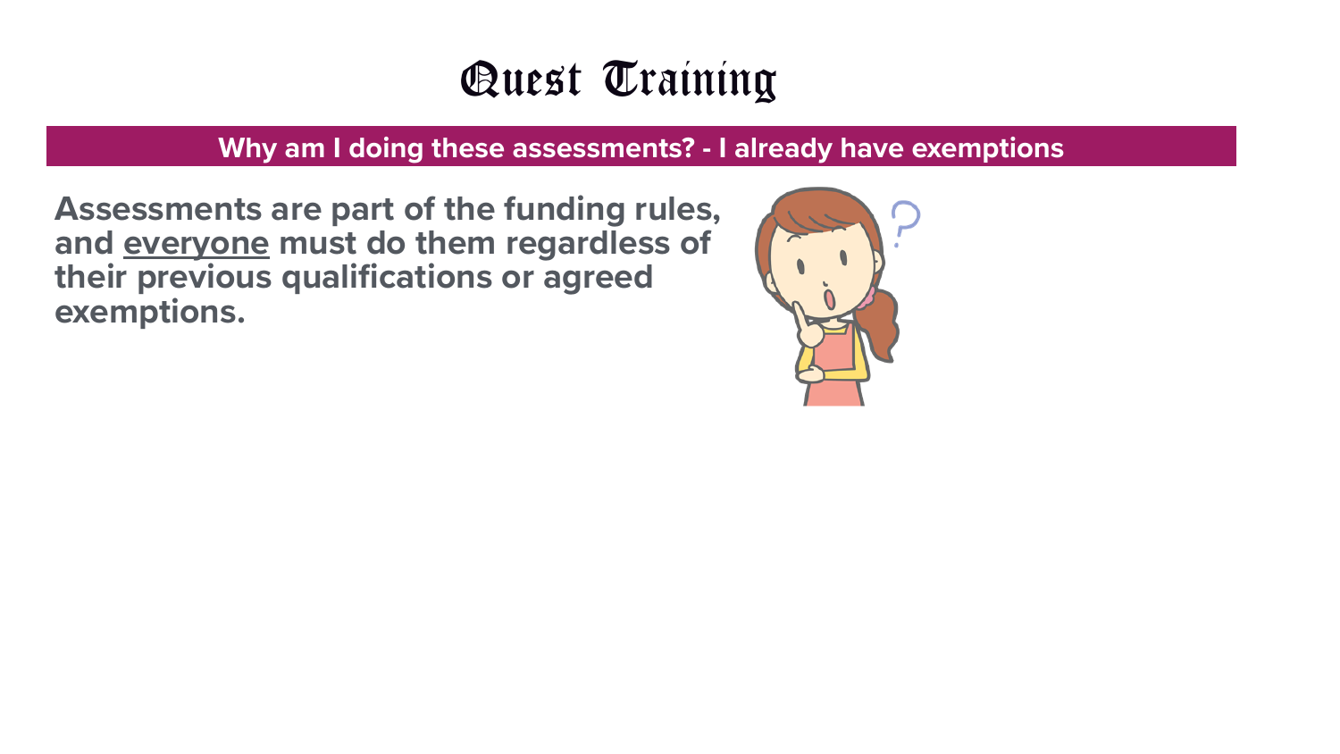# Quest Training

## Why am I doing these assessments? - I already have exemptions

**Assessments are part of the funding rules, and <u>everyone</u> must do them regardless of their previous qualifications or agreed exemptions.**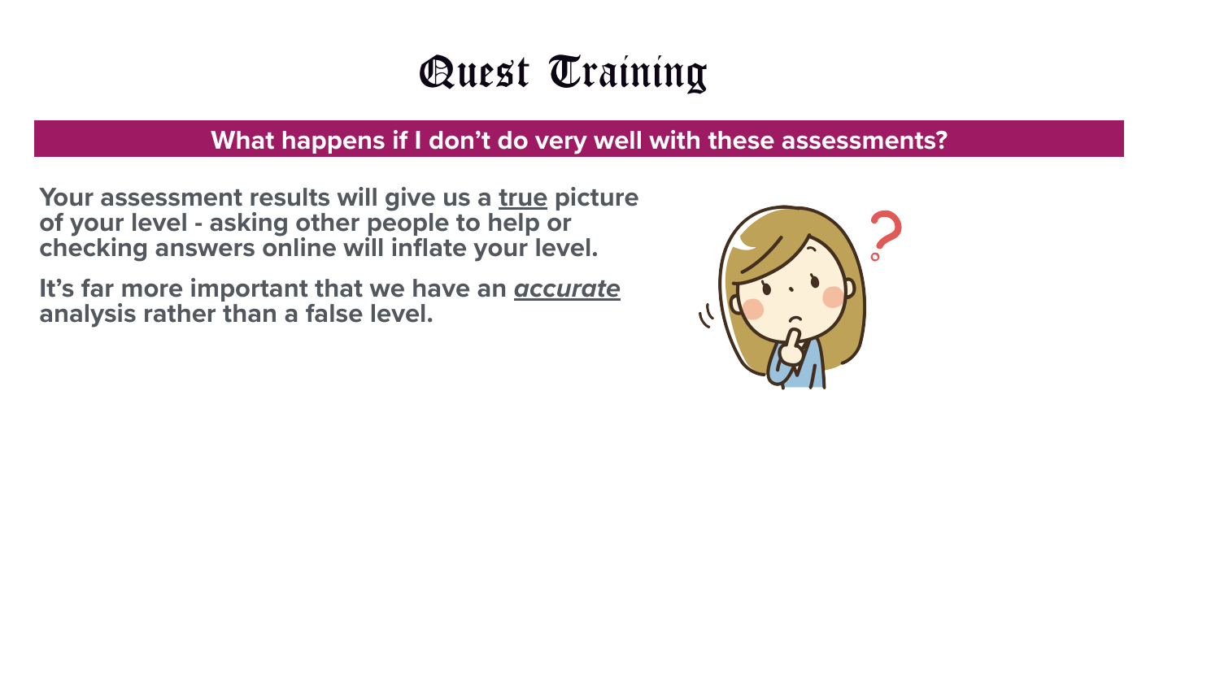# Quest Training

## What happens if I don't do very well with these assessments?

**Your assessment results will give us a <u>true</u> picture of your level - asking other people to help or checking answers online will inflate your level.**

**It's far more important that we have an *<u>accurate</u>* analysis rather than a false level.**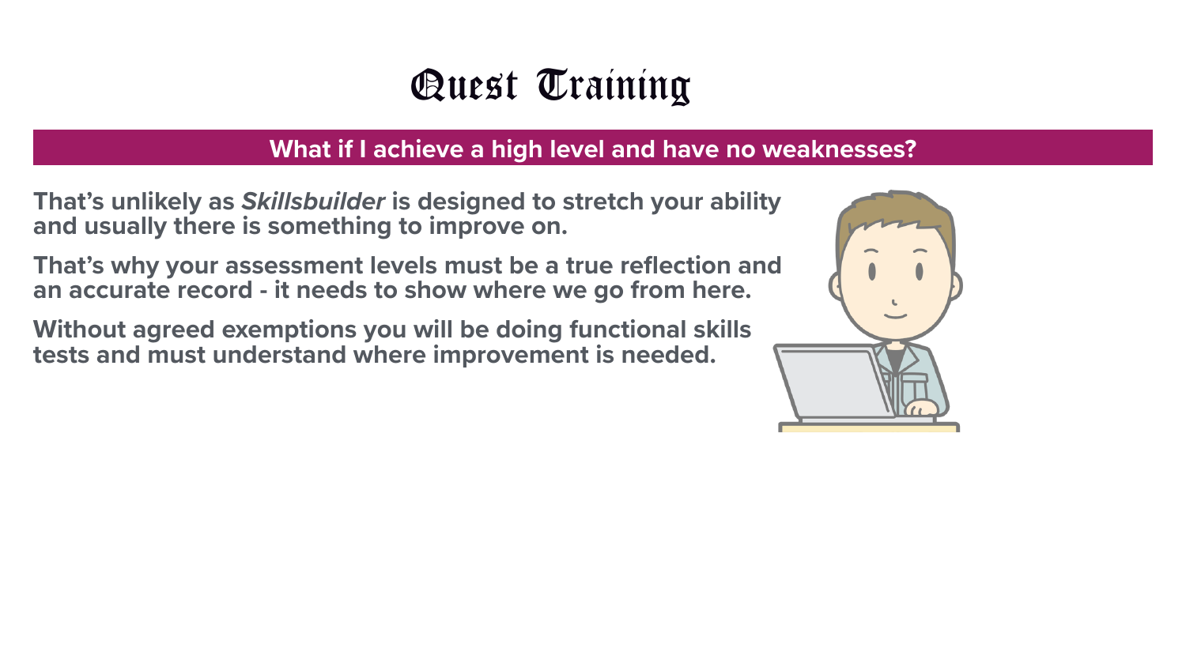# Quest Training

## What if I achieve a high level and have no weaknesses?

**That's unlikely as *Skillsbuilder* is designed to stretch your ability and usually there is something to improve on.**

**That's why your assessment levels must be a true reflection and an accurate record - it needs to show where we go from here.**

**Without agreed exemptions you will be doing functional skills tests and must understand where improvement is needed.**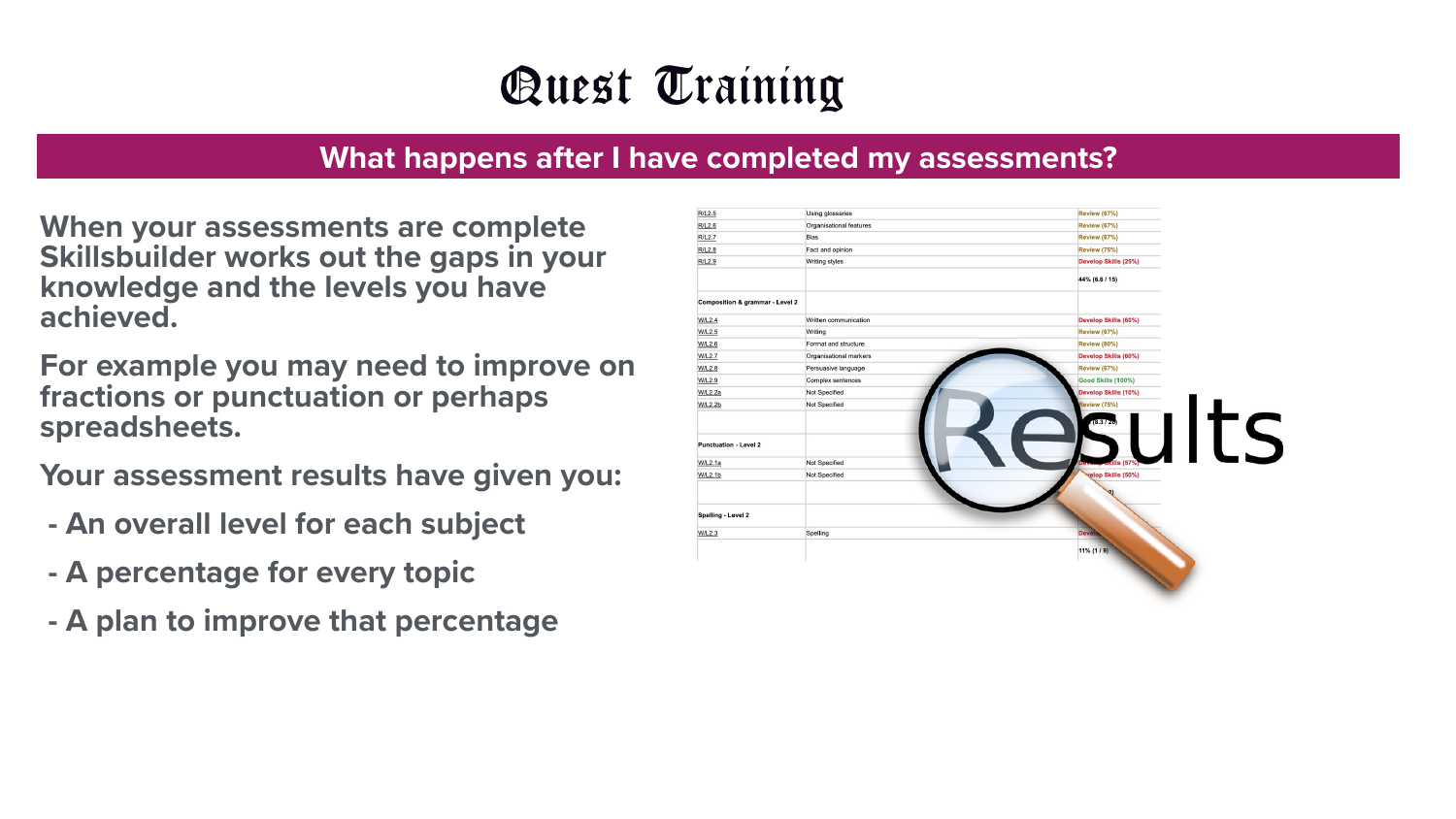# Quest Training

## What happens after I have completed my assessments?

When your assessments are complete Skillsbuilder works out the gaps in your knowledge and the levels you have achieved.

For example you may need to improve on fractions or punctuation or perhaps spreadsheets.

Your assessment results have given you:

- An overall level for each subject
- A percentage for every topic
- A plan to improve that percentage

| | | |
|---|---|---|
| R/L2.5 | Using glossaries | Review (67%) |
| R/L2.6 | Organisational features | Review (67%) |
| R/L2.7 | Bias | Review (67%) |
| R/L2.8 | Fact and opinion | Review (75%) |
| R/L2.9 | Writing styles | Develop Skills (25%) |
| | | 44% (6.6 / 15) |
| Composition & grammar - Level 2 | | |
| W/L2.4 | Written communication | Develop Skills (60%) |
| W/L2.5 | Writing | Review (67%) |
| W/L2.6 | Format and structure | Review (80%) |
| W/L2.7 | Organisational markers | Develop Skills (60%) |
| W/L2.8 | Persuasive language | Review (67%) |
| W/L2.9 | Complex sentences | Good Skills (100%) |
| W/L2.2a | Not Specified | Develop Skills (10%) |
| W/L2.2b | Not Specified | Review (75%) |
| | | (8.3 / 20) |
| Punctuation - Level 2 | | |
| W/L2.1a | Not Specified | Develop Skills (57%) |
| W/L2.1b | Not Specified | Develop Skills (50%) |
| | | |
| Spelling - Level 2 | | |
| W/L2.3 | Spelling | Develop |
| | | 11% (1 / 9) |

Results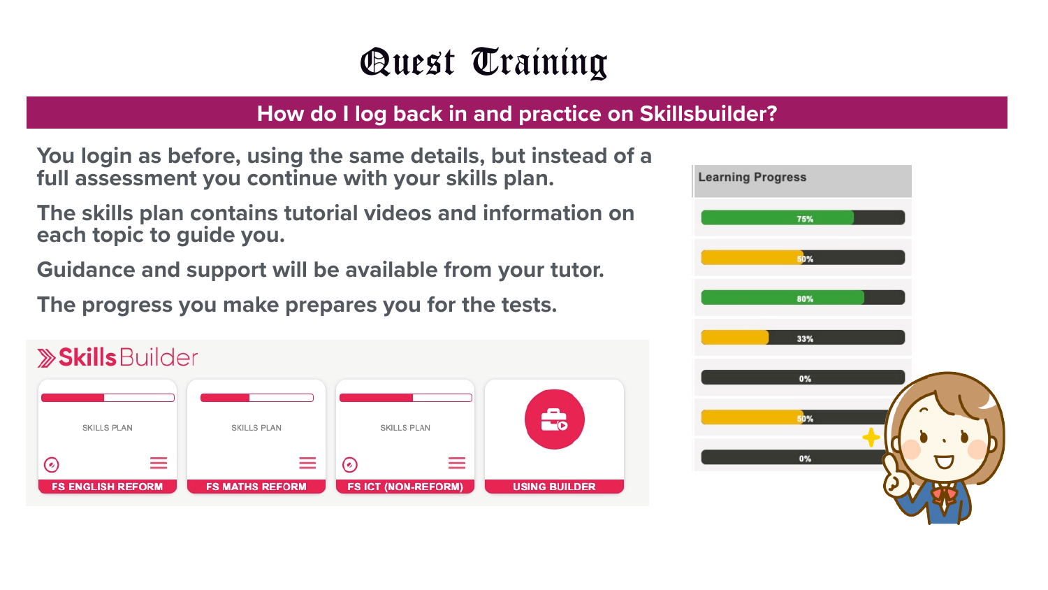# Quest Training

## How do I log back in and practice on Skillsbuilder?

**You login as before, using the same details, but instead of a full assessment you continue with your skills plan.**

**The skills plan contains tutorial videos and information on each topic to guide you.**

**Guidance and support will be available from your tutor.**

**The progress you make prepares you for the tests.**

Skills Builder

SKILLS PLAN
FS ENGLISH REFORM

SKILLS PLAN
FS MATHS REFORM

SKILLS PLAN
FS ICT (NON-REFORM)

USING BUILDER

Learning Progress

75%

50%

80%

33%

0%

50%

0%